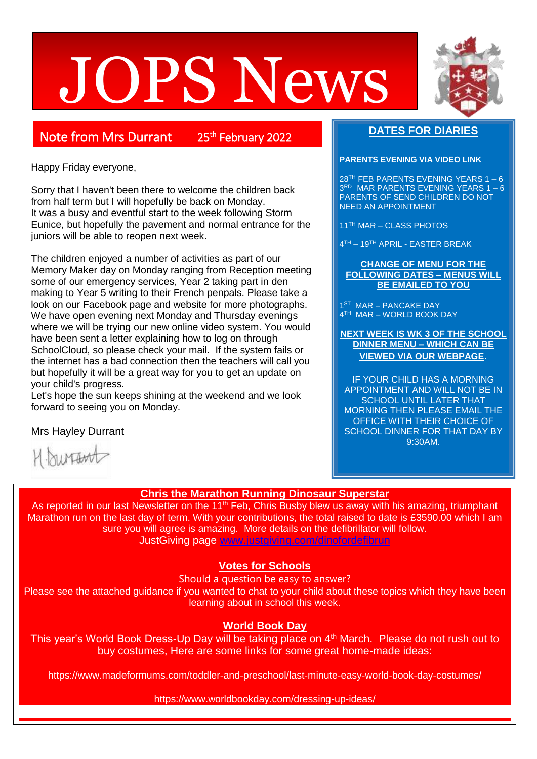# JOPS News

## Note from Mrs Durrant 25th February 2022

Happy Friday everyone,

Sorry that I haven't been there to welcome the children back from half term but I will hopefully be back on Monday.
It was a busy and eventful start to the week following Storm Eunice, but hopefully the pavement and normal entrance for the juniors will be able to reopen next week.

The children enjoyed a number of activities as part of our Memory Maker day on Monday ranging from Reception meeting some of our emergency services, Year 2 taking part in den making to Year 5 writing to their French penpals. Please take a look on our Facebook page and website for more photographs.
We have open evening next Monday and Thursday evenings where we will be trying our new online video system. You would have been sent a letter explaining how to log on through SchoolCloud, so please check your mail. If the system fails or the internet has a bad connection then the teachers will call you but hopefully it will be a great way for you to get an update on your child's progress.
Let's hope the sun keeps shining at the weekend and we look forward to seeing you on Monday.

Mrs Hayley Durrant

H Durrant

## DATES FOR DIARIES

**PARENTS EVENING VIA VIDEO LINK**

28TH FEB PARENTS EVENING YEARS 1 – 6
3RD MAR PARENTS EVENING YEARS 1 – 6
PARENTS OF SEND CHILDREN DO NOT NEED AN APPOINTMENT

11TH MAR – CLASS PHOTOS

4TH – 19TH APRIL - EASTER BREAK

**CHANGE OF MENU FOR THE FOLLOWING DATES – MENUS WILL BE EMAILED TO YOU**

1ST MAR – PANCAKE DAY
4TH MAR – WORLD BOOK DAY

**NEXT WEEK IS WK 3 OF THE SCHOOL DINNER MENU – WHICH CAN BE VIEWED VIA OUR WEBPAGE.**

IF YOUR CHILD HAS A MORNING APPOINTMENT AND WILL NOT BE IN SCHOOL UNTIL LATER THAT MORNING THEN PLEASE EMAIL THE OFFICE WITH THEIR CHOICE OF SCHOOL DINNER FOR THAT DAY BY 9:30AM.

## Chris the Marathon Running Dinosaur Superstar

As reported in our last Newsletter on the 11th Feb, Chris Busby blew us away with his amazing, triumphant Marathon run on the last day of term. With your contributions, the total raised to date is £3590.00 which I am sure you will agree is amazing. More details on the defibrillator will follow.
JustGiving page www.justgiving.com/dinofordefibrun

## Votes for Schools

Should a question be easy to answer?
Please see the attached guidance if you wanted to chat to your child about these topics which they have been learning about in school this week.

## World Book Day

This year's World Book Dress-Up Day will be taking place on 4th March. Please do not rush out to buy costumes, Here are some links for some great home-made ideas:

https://www.madeformums.com/toddler-and-preschool/last-minute-easy-world-book-day-costumes/

https://www.worldbookday.com/dressing-up-ideas/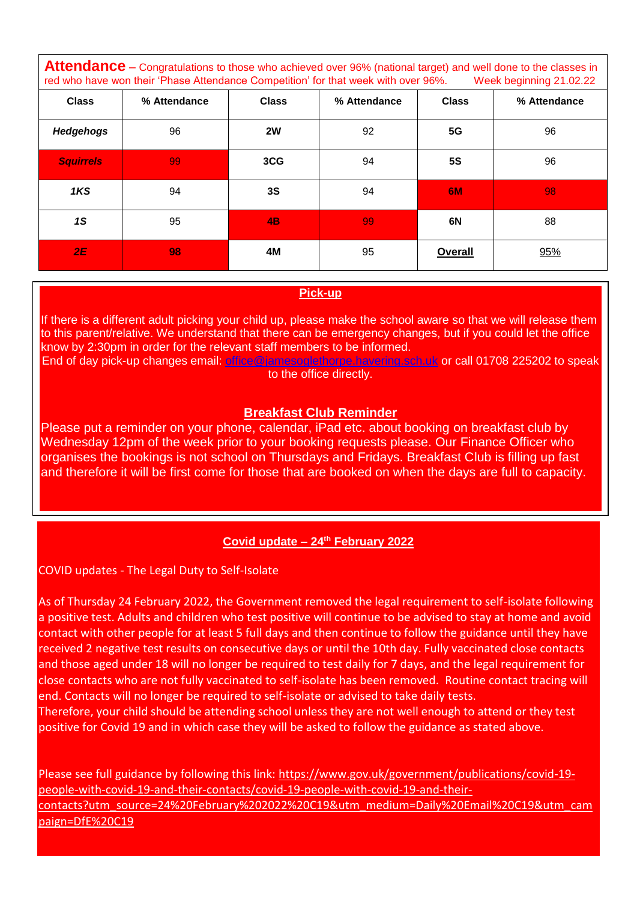**Attendance** – Congratulations to those who achieved over 96% (national target) and well done to the classes in red who have won their 'Phase Attendance Competition' for that week with over 96%. Week beginning 21.02.22

| Class | % Attendance | Class | % Attendance | Class | % Attendance |
|---|---|---|---|---|---|
| *Hedgehogs* | 96 | 2W | 92 | 5G | 96 |
| *Squirrels* | 99 | 3CG | 94 | 5S | 96 |
| *1KS* | 94 | 3S | 94 | 6M | 98 |
| *1S* | 95 | 4B | 99 | 6N | 88 |
| *2E* | 98 | 4M | 95 | **Overall** | 95% |

## Pick-up

If there is a different adult picking your child up, please make the school aware so that we will release them to this parent/relative. We understand that there can be emergency changes, but if you could let the office know by 2:30pm in order for the relevant staff members to be informed.
End of day pick-up changes email: office@jamesoglethorpe.havering.sch.uk or call 01708 225202 to speak to the office directly.

## Breakfast Club Reminder

Please put a reminder on your phone, calendar, iPad etc. about booking on breakfast club by Wednesday 12pm of the week prior to your booking requests please. Our Finance Officer who organises the bookings is not school on Thursdays and Fridays. Breakfast Club is filling up fast and therefore it will be first come for those that are booked on when the days are full to capacity.

## Covid update – 24th February 2022

COVID updates - The Legal Duty to Self-Isolate

As of Thursday 24 February 2022, the Government removed the legal requirement to self-isolate following a positive test. Adults and children who test positive will continue to be advised to stay at home and avoid contact with other people for at least 5 full days and then continue to follow the guidance until they have received 2 negative test results on consecutive days or until the 10th day. Fully vaccinated close contacts and those aged under 18 will no longer be required to test daily for 7 days, and the legal requirement for close contacts who are not fully vaccinated to self-isolate has been removed. Routine contact tracing will end. Contacts will no longer be required to self-isolate or advised to take daily tests.
Therefore, your child should be attending school unless they are not well enough to attend or they test positive for Covid 19 and in which case they will be asked to follow the guidance as stated above.

Please see full guidance by following this link: https://www.gov.uk/government/publications/covid-19-people-with-covid-19-and-their-contacts/covid-19-people-with-covid-19-and-their-contacts?utm_source=24%20February%202022%20C19&utm_medium=Daily%20Email%20C19&utm_campaign=DfE%20C19